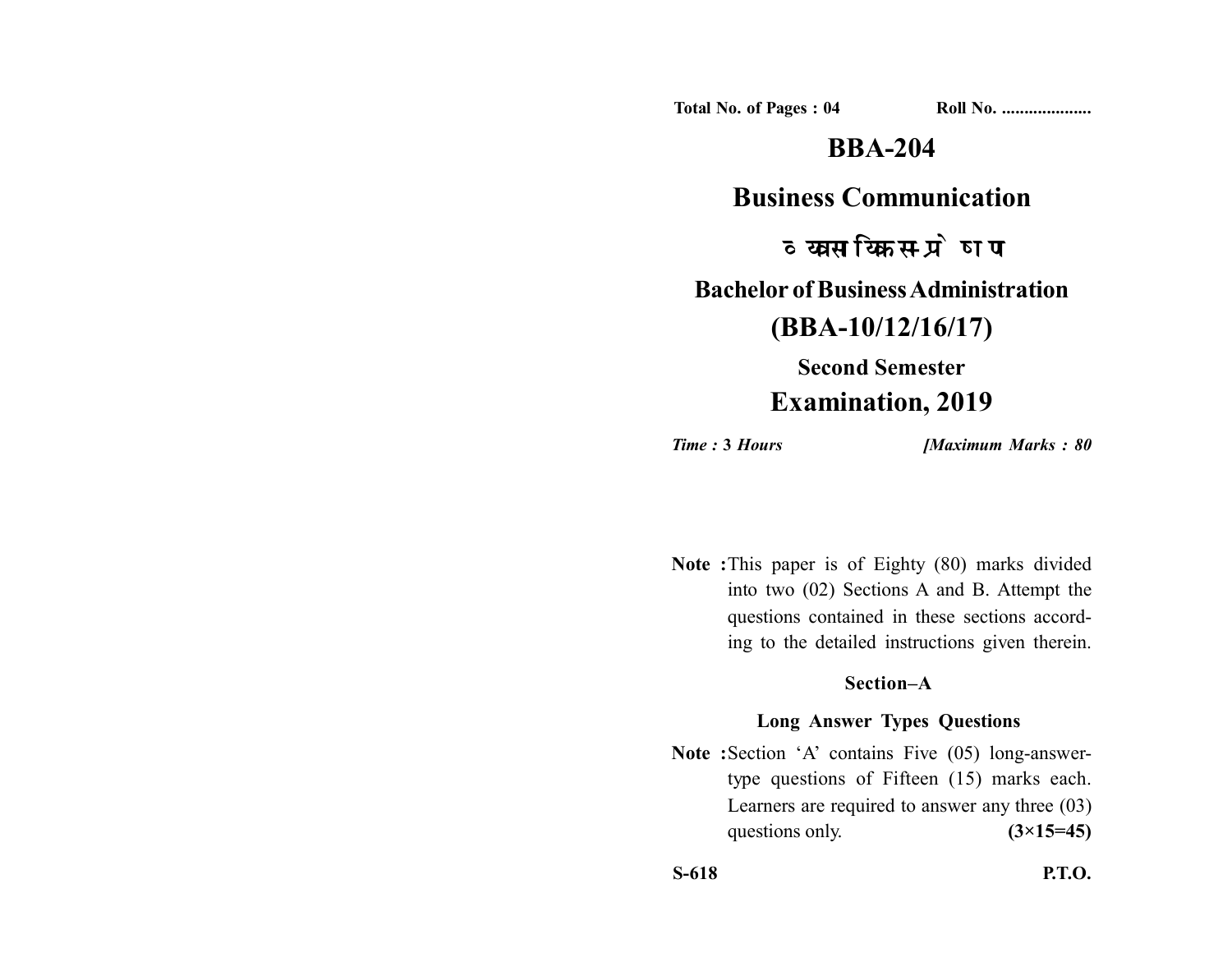**Total No. of Pages : 04** **Roll No. ...................**

# BBA-204

# Business Communication

# व्यावसायिक सम्प्रेषण

## Bachelor of Business Administration

## (BBA-10/12/16/17)

### Second Semester

## Examination, 2019

*Time :* **3** *Hours* *[Maximum Marks : 80*

**Note :** This paper is of Eighty (80) marks divided into two (02) Sections A and B. Attempt the questions contained in these sections according to the detailed instructions given therein.

### Section–A

### Long Answer Types Questions

**Note :** Section 'A' contains Five (05) long-answer-type questions of Fifteen (15) marks each. Learners are required to answer any three (03) questions only. **(3×15=45)**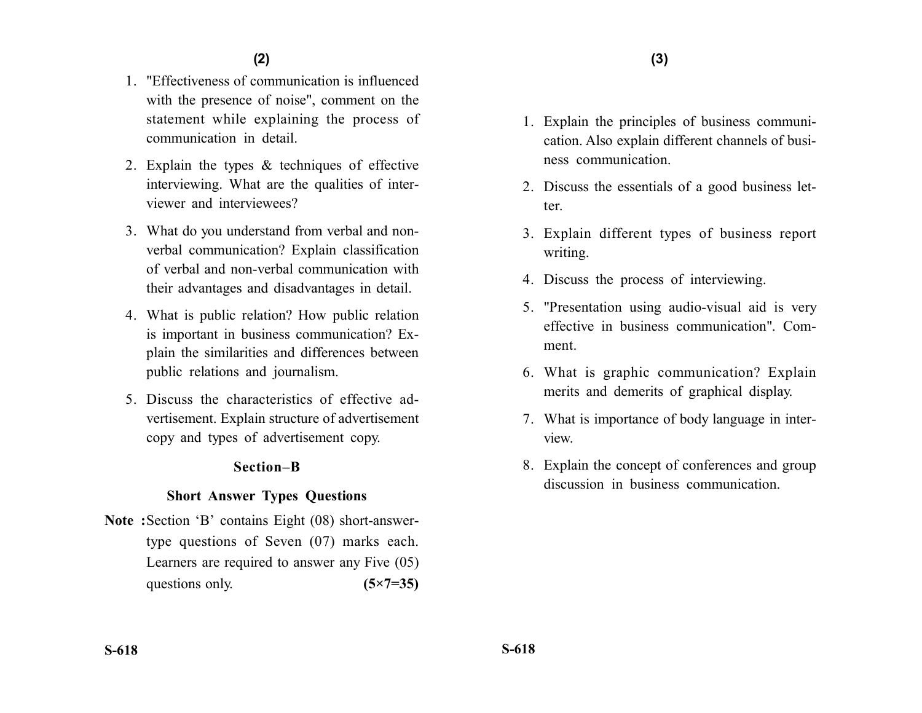1. "Effectiveness of communication is influenced with the presence of noise", comment on the statement while explaining the process of communication in detail.

2. Explain the types & techniques of effective interviewing. What are the qualities of interviewer and interviewees?

3. What do you understand from verbal and non-verbal communication? Explain classification of verbal and non-verbal communication with their advantages and disadvantages in detail.

4. What is public relation? How public relation is important in business communication? Explain the similarities and differences between public relations and journalism.

5. Discuss the characteristics of effective advertisement. Explain structure of advertisement copy and types of advertisement copy.

## Section–B

### Short Answer Types Questions

**Note :** Section 'B' contains Eight (08) short-answer-type questions of Seven (07) marks each. Learners are required to answer any Five (05) questions only. **(5×7=35)**

1. Explain the principles of business communication. Also explain different channels of business communication.

2. Discuss the essentials of a good business letter.

3. Explain different types of business report writing.

4. Discuss the process of interviewing.

5. "Presentation using audio-visual aid is very effective in business communication". Comment.

6. What is graphic communication? Explain merits and demerits of graphical display.

7. What is importance of body language in interview.

8. Explain the concept of conferences and group discussion in business communication.